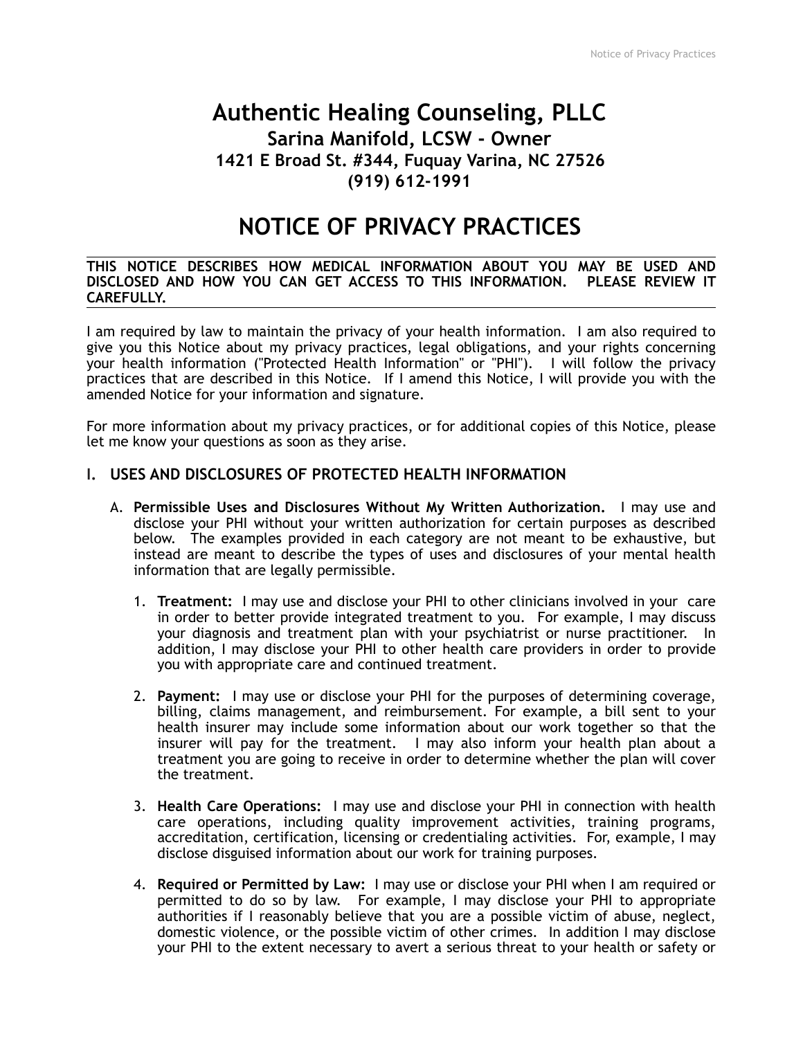# Authentic Healing Counseling, PLLC

## Sarina Manifold, LCSW - Owner

### 1421 E Broad St. #344, Fuquay Varina, NC 27526

### (919) 612-1991

# NOTICE OF PRIVACY PRACTICES

**THIS NOTICE DESCRIBES HOW MEDICAL INFORMATION ABOUT YOU MAY BE USED AND DISCLOSED AND HOW YOU CAN GET ACCESS TO THIS INFORMATION. PLEASE REVIEW IT CAREFULLY.**

I am required by law to maintain the privacy of your health information. I am also required to give you this Notice about my privacy practices, legal obligations, and your rights concerning your health information ("Protected Health Information" or "PHI"). I will follow the privacy practices that are described in this Notice. If I amend this Notice, I will provide you with the amended Notice for your information and signature.

For more information about my privacy practices, or for additional copies of this Notice, please let me know your questions as soon as they arise.

## I. USES AND DISCLOSURES OF PROTECTED HEALTH INFORMATION

A. **Permissible Uses and Disclosures Without My Written Authorization.** I may use and disclose your PHI without your written authorization for certain purposes as described below. The examples provided in each category are not meant to be exhaustive, but instead are meant to describe the types of uses and disclosures of your mental health information that are legally permissible.

1. **Treatment:** I may use and disclose your PHI to other clinicians involved in your care in order to better provide integrated treatment to you. For example, I may discuss your diagnosis and treatment plan with your psychiatrist or nurse practitioner. In addition, I may disclose your PHI to other health care providers in order to provide you with appropriate care and continued treatment.

2. **Payment:** I may use or disclose your PHI for the purposes of determining coverage, billing, claims management, and reimbursement. For example, a bill sent to your health insurer may include some information about our work together so that the insurer will pay for the treatment. I may also inform your health plan about a treatment you are going to receive in order to determine whether the plan will cover the treatment.

3. **Health Care Operations:** I may use and disclose your PHI in connection with health care operations, including quality improvement activities, training programs, accreditation, certification, licensing or credentialing activities. For, example, I may disclose disguised information about our work for training purposes.

4. **Required or Permitted by Law:** I may use or disclose your PHI when I am required or permitted to do so by law. For example, I may disclose your PHI to appropriate authorities if I reasonably believe that you are a possible victim of abuse, neglect, domestic violence, or the possible victim of other crimes. In addition I may disclose your PHI to the extent necessary to avert a serious threat to your health or safety or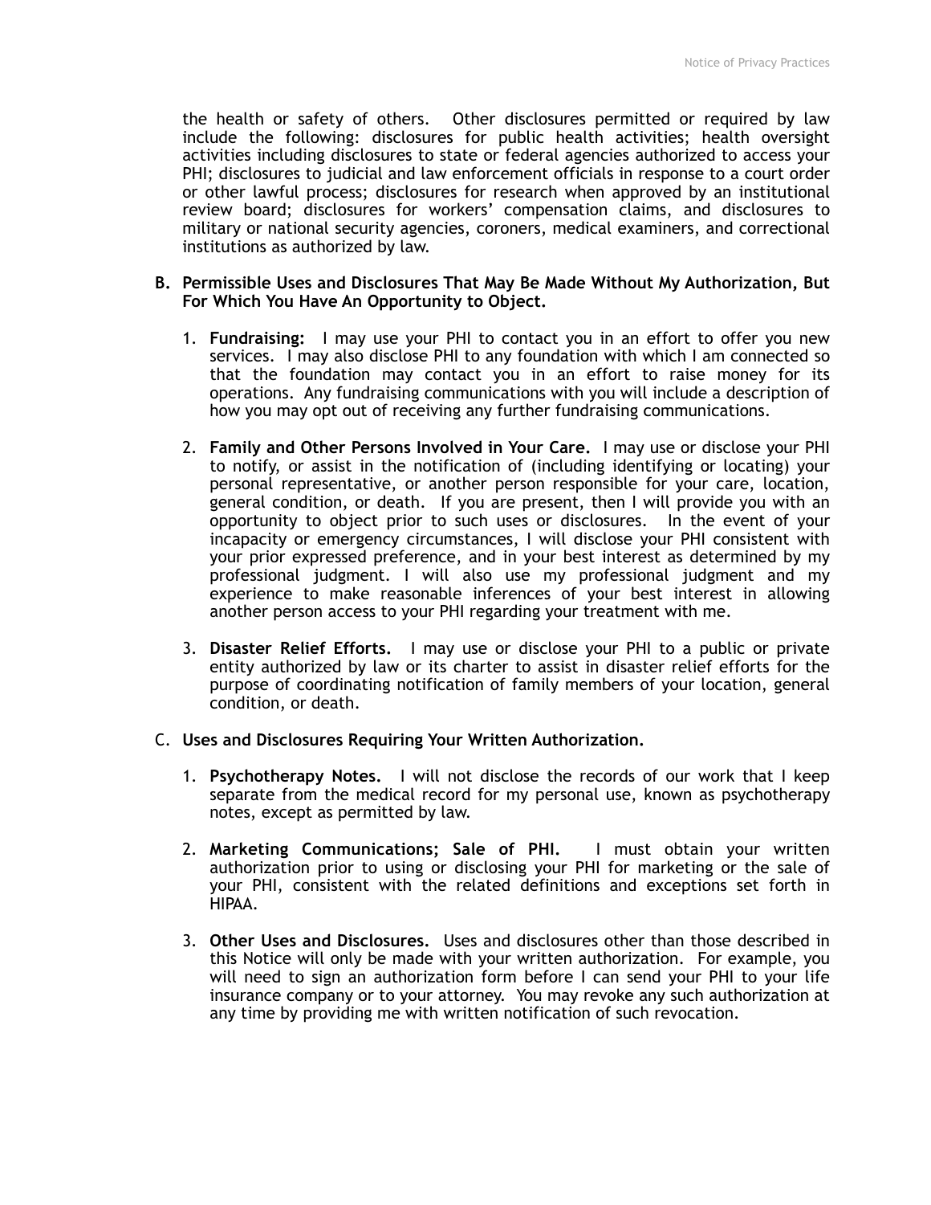the health or safety of others. Other disclosures permitted or required by law include the following: disclosures for public health activities; health oversight activities including disclosures to state or federal agencies authorized to access your PHI; disclosures to judicial and law enforcement officials in response to a court order or other lawful process; disclosures for research when approved by an institutional review board; disclosures for workers' compensation claims, and disclosures to military or national security agencies, coroners, medical examiners, and correctional institutions as authorized by law.

**B. Permissible Uses and Disclosures That May Be Made Without My Authorization, But For Which You Have An Opportunity to Object.**

1. **Fundraising:** I may use your PHI to contact you in an effort to offer you new services. I may also disclose PHI to any foundation with which I am connected so that the foundation may contact you in an effort to raise money for its operations. Any fundraising communications with you will include a description of how you may opt out of receiving any further fundraising communications.

2. **Family and Other Persons Involved in Your Care.** I may use or disclose your PHI to notify, or assist in the notification of (including identifying or locating) your personal representative, or another person responsible for your care, location, general condition, or death. If you are present, then I will provide you with an opportunity to object prior to such uses or disclosures. In the event of your incapacity or emergency circumstances, I will disclose your PHI consistent with your prior expressed preference, and in your best interest as determined by my professional judgment. I will also use my professional judgment and my experience to make reasonable inferences of your best interest in allowing another person access to your PHI regarding your treatment with me.

3. **Disaster Relief Efforts.** I may use or disclose your PHI to a public or private entity authorized by law or its charter to assist in disaster relief efforts for the purpose of coordinating notification of family members of your location, general condition, or death.

**C. Uses and Disclosures Requiring Your Written Authorization.**

1. **Psychotherapy Notes.** I will not disclose the records of our work that I keep separate from the medical record for my personal use, known as psychotherapy notes, except as permitted by law.

2. **Marketing Communications; Sale of PHI.** I must obtain your written authorization prior to using or disclosing your PHI for marketing or the sale of your PHI, consistent with the related definitions and exceptions set forth in HIPAA.

3. **Other Uses and Disclosures.** Uses and disclosures other than those described in this Notice will only be made with your written authorization. For example, you will need to sign an authorization form before I can send your PHI to your life insurance company or to your attorney. You may revoke any such authorization at any time by providing me with written notification of such revocation.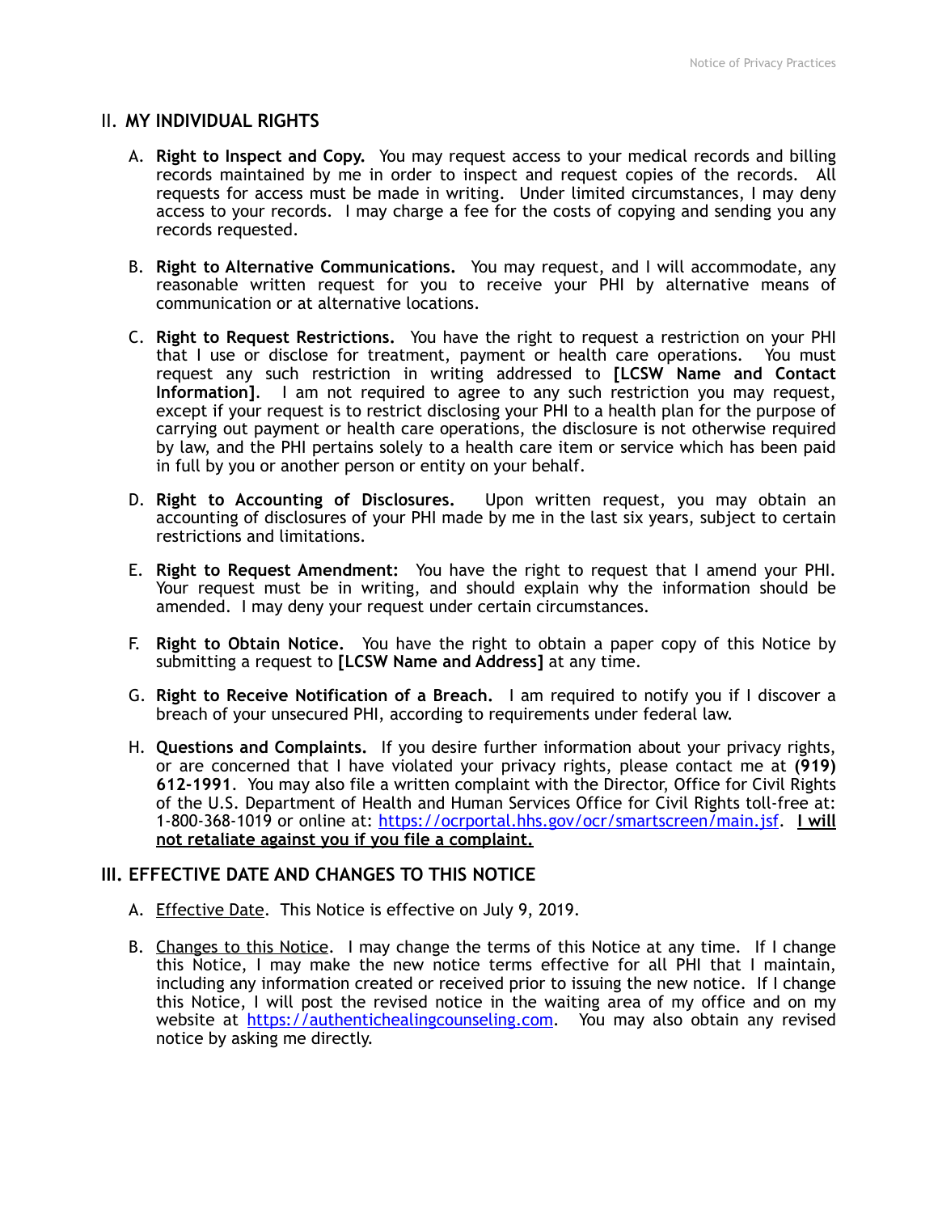## II. MY INDIVIDUAL RIGHTS

A. **Right to Inspect and Copy.** You may request access to your medical records and billing records maintained by me in order to inspect and request copies of the records. All requests for access must be made in writing. Under limited circumstances, I may deny access to your records. I may charge a fee for the costs of copying and sending you any records requested.

B. **Right to Alternative Communications.** You may request, and I will accommodate, any reasonable written request for you to receive your PHI by alternative means of communication or at alternative locations.

C. **Right to Request Restrictions.** You have the right to request a restriction on your PHI that I use or disclose for treatment, payment or health care operations. You must request any such restriction in writing addressed to **[LCSW Name and Contact Information]**. I am not required to agree to any such restriction you may request, except if your request is to restrict disclosing your PHI to a health plan for the purpose of carrying out payment or health care operations, the disclosure is not otherwise required by law, and the PHI pertains solely to a health care item or service which has been paid in full by you or another person or entity on your behalf.

D. **Right to Accounting of Disclosures.** Upon written request, you may obtain an accounting of disclosures of your PHI made by me in the last six years, subject to certain restrictions and limitations.

E. **Right to Request Amendment:** You have the right to request that I amend your PHI. Your request must be in writing, and should explain why the information should be amended. I may deny your request under certain circumstances.

F. **Right to Obtain Notice.** You have the right to obtain a paper copy of this Notice by submitting a request to **[LCSW Name and Address]** at any time.

G. **Right to Receive Notification of a Breach.** I am required to notify you if I discover a breach of your unsecured PHI, according to requirements under federal law.

H. **Questions and Complaints.** If you desire further information about your privacy rights, or are concerned that I have violated your privacy rights, please contact me at **(919) 612-1991**. You may also file a written complaint with the Director, Office for Civil Rights of the U.S. Department of Health and Human Services Office for Civil Rights toll-free at: 1-800-368-1019 or online at: https://ocrportal.hhs.gov/ocr/smartscreen/main.jsf. **I will not retaliate against you if you file a complaint.**

## III. EFFECTIVE DATE AND CHANGES TO THIS NOTICE

A. Effective Date. This Notice is effective on July 9, 2019.

B. Changes to this Notice. I may change the terms of this Notice at any time. If I change this Notice, I may make the new notice terms effective for all PHI that I maintain, including any information created or received prior to issuing the new notice. If I change this Notice, I will post the revised notice in the waiting area of my office and on my website at https://authentichealingcounseling.com. You may also obtain any revised notice by asking me directly.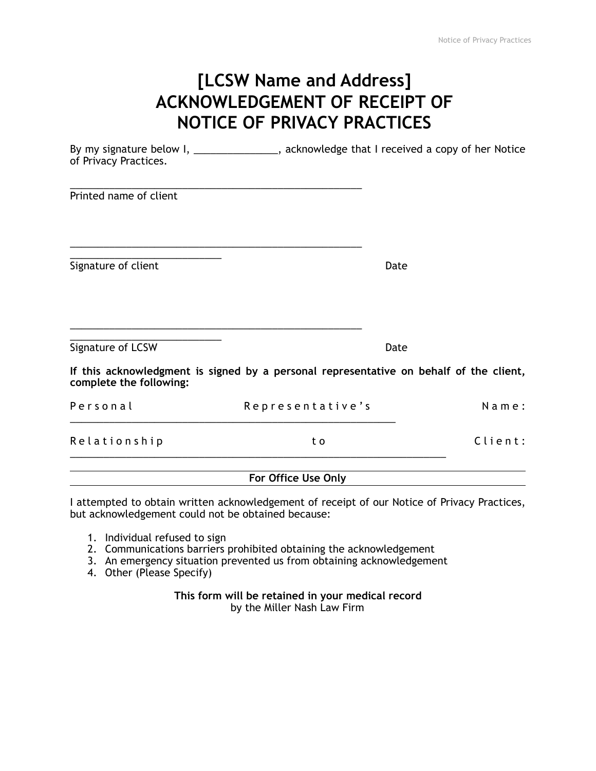# [LCSW Name and Address]
# ACKNOWLEDGEMENT OF RECEIPT OF NOTICE OF PRIVACY PRACTICES

By my signature below I, _______________, acknowledge that I received a copy of her Notice of Privacy Practices.

_______________________________________________________
Printed name of client

_______________________________________________________
____________________________
Signature of client                                                   Date

_______________________________________________________
____________________________
Signature of LCSW                                                   Date

**If this acknowledgment is signed by a personal representative on behalf of the client, complete the following:**

Personal Representative's Name: _____________________________________________________________

Relationship to Client: ______________________________________________________________________

---

**For Office Use Only**

---

I attempted to obtain written acknowledgement of receipt of our Notice of Privacy Practices, but acknowledgement could not be obtained because:

1. Individual refused to sign
2. Communications barriers prohibited obtaining the acknowledgement
3. An emergency situation prevented us from obtaining acknowledgement
4. Other (Please Specify)

**This form will be retained in your medical record**
by the Miller Nash Law Firm